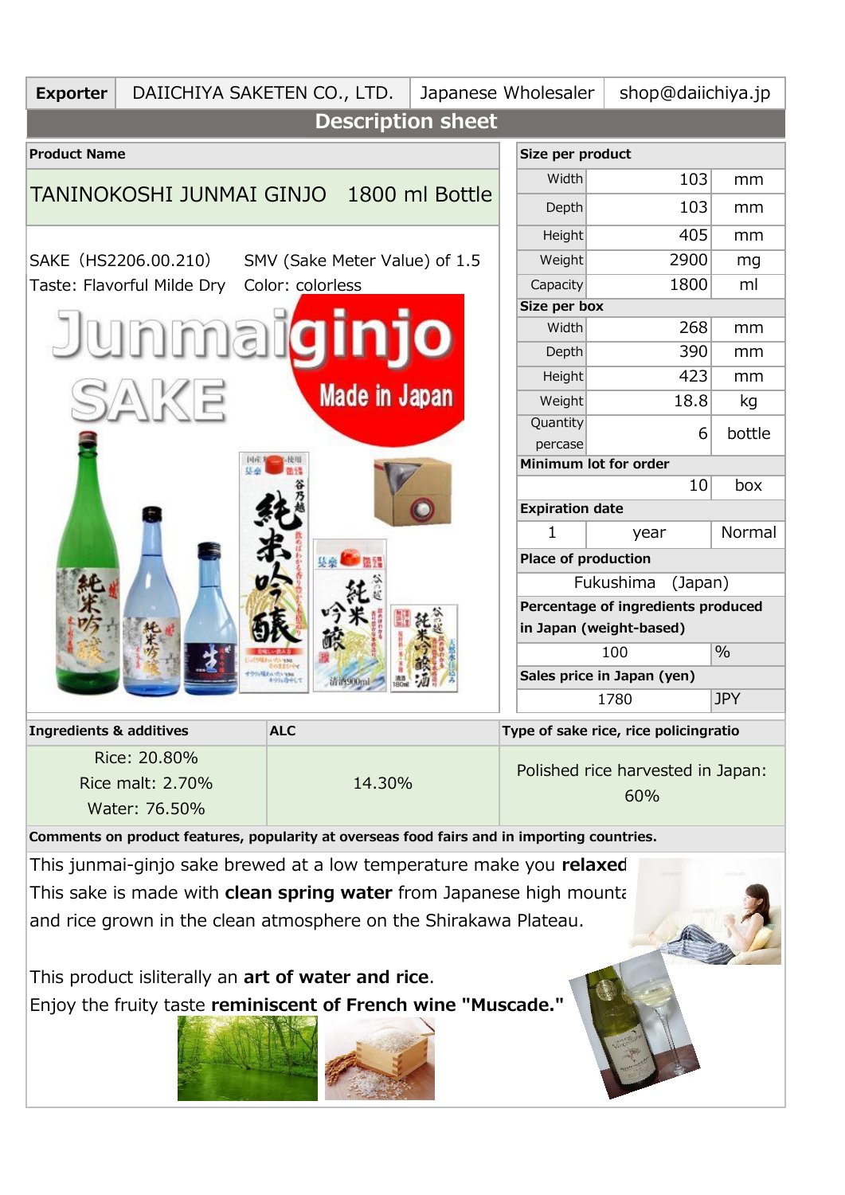| **Exporter** | DAIICHIYA SAKETEN CO., LTD. | Japanese Wholesaler | shop@daiichiya.jp |
|---|---|---|---|

## Description sheet

**Product Name**

TANINOKOSHI JUNMAI GINJO 1800 ml Bottle

SAKE（HS2206.00.210） SMV (Sake Meter Value) of 1.5

Taste: Flavorful Milde Dry Color: colorless

| **Size per product** | | |
|---|---|---|
| Width | 103 | mm |
| Depth | 103 | mm |
| Height | 405 | mm |
| Weight | 2900 | mg |
| Capacity | 1800 | ml |
| **Size per box** | | |
| Width | 268 | mm |
| Depth | 390 | mm |
| Height | 423 | mm |
| Weight | 18.8 | kg |
| Quantity percase | 6 | bottle |
| **Minimum lot for order** | | |
| | 10 | box |
| **Expiration date** | | |
| 1 | year | Normal |
| **Place of production** | | |
| Fukushima (Japan) | | |
| **Percentage of ingredients produced in Japan (weight-based)** | | |
| 100 | % | |
| **Sales price in Japan (yen)** | | |
| 1780 | JPY | |

| **Ingredients & additives** | **ALC** | **Type of sake rice, rice policingratio** |
|---|---|---|
| Rice: 20.80%<br>Rice malt: 2.70%<br>Water: 76.50% | 14.30% | Polished rice harvested in Japan: 60% |

**Comments on product features, popularity at overseas food fairs and in importing countries.**

This junmai-ginjo sake brewed at a low temperature make you **relaxed**
This sake is made with **clean spring water** from Japanese high mounta
and rice grown in the clean atmosphere on the Shirakawa Plateau.

This product isliterally an **art of water and rice**.
Enjoy the fruity taste **reminiscent of French wine "Muscade."**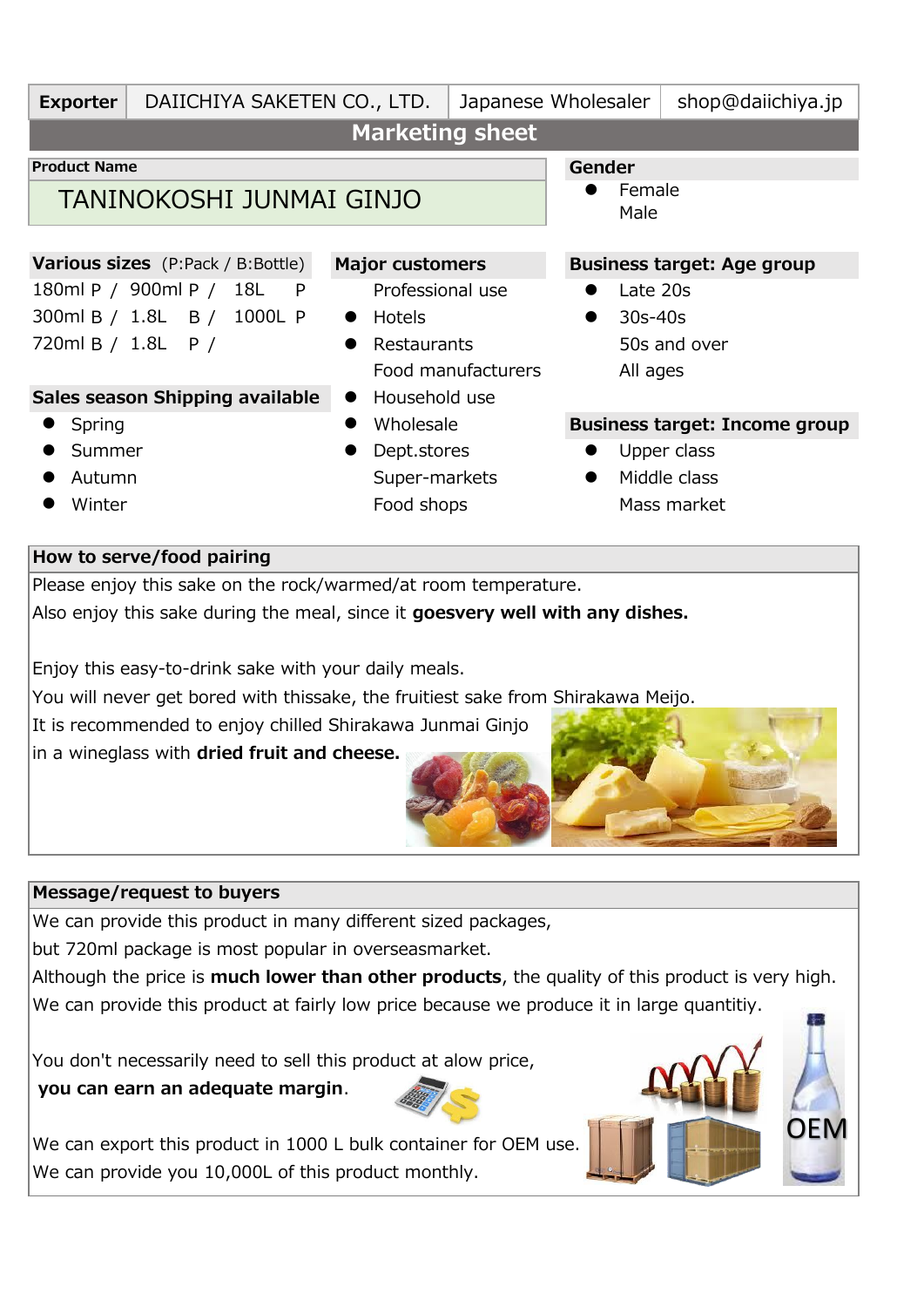| Exporter | DAIICHIYA SAKETEN CO., LTD. | Japanese Wholesaler | shop@daiichiya.jp |
|---|---|---|---|

## Marketing sheet

**Product Name**

TANINOKOSHI JUNMAI GINJO

**Gender**

- Female
- Male

**Various sizes** (P:Pack / B:Bottle)

180ml P / 900ml P / 18L P
300ml B / 1.8L B / 1000L P
720ml B / 1.8L P /

**Sales season Shipping available**

- Spring
- Summer
- Autumn
- Winter

**Major customers**

- Professional use
- Hotels
- Restaurants
- Food manufacturers
- Household use
- Wholesale
- Dept.stores
- Super-markets
- Food shops

**Business target: Age group**

- Late 20s
- 30s-40s
- 50s and over
- All ages

**Business target: Income group**

- Upper class
- Middle class
- Mass market

**How to serve/food pairing**

Please enjoy this sake on the rock/warmed/at room temperature.
Also enjoy this sake during the meal, since it **goesvery well with any dishes.**

Enjoy this easy-to-drink sake with your daily meals.
You will never get bored with thissake, the fruitiest sake from Shirakawa Meijo.
It is recommended to enjoy chilled Shirakawa Junmai Ginjo in a wineglass with **dried fruit and cheese.**

**Message/request to buyers**

We can provide this product in many different sized packages,
but 720ml package is most popular in overseasmarket.
Although the price is **much lower than other products**, the quality of this product is very high.
We can provide this product at fairly low price because we produce it in large quantitiy.

You don't necessarily need to sell this product at alow price,
**you can earn an adequate margin**.

We can export this product in 1000 L bulk container for OEM use.
We can provide you 10,000L of this product monthly.

OEM